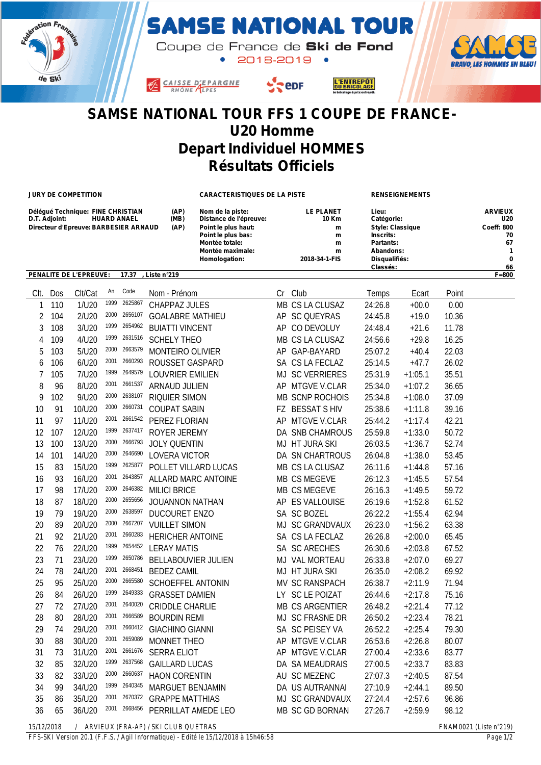# SAMSE NATIONAL TOUR

Coupe de France de **Ski de Fond**

• 2018-2019 •

BRAVO, LES HOMMES EN BLEU!

## SAMSE NATIONAL TOUR FFS 1 COUPE DE FRANCE-
## U20 Homme
## Depart Individuel HOMMES
## Résultats Officiels

**JURY DE COMPETITION**

Délégué Technique: FINE CHRISTIAN (AP)
D.T. Adjoint: HUARD ANAEL (MB)
Directeur d'Epreuve: BARBESIER ARNAUD (AP)

**CARACTERISTIQUES DE LA PISTE**

Nom de la piste: LE PLANET
Distance de l'épreuve: 10 Km
Point le plus haut: m
Point le plus bas: m
Montée totale: m
Montée maximale: m
Homologation: 2018-34-1-FIS

**RENSEIGNEMENTS**

Lieu: ARVIEUX
Catégorie: U20
Style: Classique Coeff: 800
Inscrits: 70
Partants: 67
Abandons: 1
Disqualifiés: 0
Classés: 66

PENALITE DE L'EPREUVE: 17.37 , Liste n°219 F=800

| Clt. | Dos | Clt/Cat | An | Code | Nom - Prénom | Cr | Club | Temps | Ecart | Point |
|---|---|---|---|---|---|---|---|---|---|---|
| 1 | 110 | 1/U20 | 1999 | 2625867 | CHAPPAZ JULES | MB | CS LA CLUSAZ | 24:26.8 | +00.0 | 0.00 |
| 2 | 104 | 2/U20 | 2000 | 2656107 | GOALABRE MATHIEU | AP | SC QUEYRAS | 24:45.8 | +19.0 | 10.36 |
| 3 | 108 | 3/U20 | 1999 | 2654962 | BUIATTI VINCENT | AP | CO DEVOLUY | 24:48.4 | +21.6 | 11.78 |
| 4 | 109 | 4/U20 | 1999 | 2631516 | SCHELY THEO | MB | CS LA CLUSAZ | 24:56.6 | +29.8 | 16.25 |
| 5 | 103 | 5/U20 | 2000 | 2663579 | MONTEIRO OLIVIER | AP | GAP-BAYARD | 25:07.2 | +40.4 | 22.03 |
| 6 | 106 | 6/U20 | 2001 | 2660293 | ROUSSET GASPARD | SA | CS LA FECLAZ | 25:14.5 | +47.7 | 26.02 |
| 7 | 105 | 7/U20 | 1999 | 2649579 | LOUVRIER EMILIEN | MJ | SC VERRIERES | 25:31.9 | +1:05.1 | 35.51 |
| 8 | 96 | 8/U20 | 2001 | 2661537 | ARNAUD JULIEN | AP | MTGVE V.CLAR | 25:34.0 | +1:07.2 | 36.65 |
| 9 | 102 | 9/U20 | 2000 | 2638107 | RIQUIER SIMON | MB | SCNP ROCHOIS | 25:34.8 | +1:08.0 | 37.09 |
| 10 | 91 | 10/U20 | 2000 | 2660731 | COUPAT SABIN | FZ | BESSAT S HIV | 25:38.6 | +1:11.8 | 39.16 |
| 11 | 97 | 11/U20 | 2001 | 2661542 | PEREZ FLORIAN | AP | MTGVE V.CLAR | 25:44.2 | +1:17.4 | 42.21 |
| 12 | 107 | 12/U20 | 1999 | 2637417 | ROYER JEREMY | DA | SNB CHAMROUS | 25:59.8 | +1:33.0 | 50.72 |
| 13 | 100 | 13/U20 | 2000 | 2666793 | JOLY QUENTIN | MJ | HT JURA SKI | 26:03.5 | +1:36.7 | 52.74 |
| 14 | 101 | 14/U20 | 2000 | 2646690 | LOVERA VICTOR | DA | SN CHARTROUS | 26:04.8 | +1:38.0 | 53.45 |
| 15 | 83 | 15/U20 | 1999 | 2625877 | POLLET VILLARD LUCAS | MB | CS LA CLUSAZ | 26:11.6 | +1:44.8 | 57.16 |
| 16 | 93 | 16/U20 | 2001 | 2643857 | ALLARD MARC ANTOINE | MB | CS MEGEVE | 26:12.3 | +1:45.5 | 57.54 |
| 17 | 98 | 17/U20 | 2000 | 2646382 | MILICI BRICE | MB | CS MEGEVE | 26:16.3 | +1:49.5 | 59.72 |
| 18 | 87 | 18/U20 | 2000 | 2655656 | JOUANNON NATHAN | AP | ES VALLOUISE | 26:19.6 | +1:52.8 | 61.52 |
| 19 | 79 | 19/U20 | 2000 | 2638597 | DUCOURET ENZO | SA | SC BOZEL | 26:22.2 | +1:55.4 | 62.94 |
| 20 | 89 | 20/U20 | 2000 | 2667207 | VUILLET SIMON | MJ | SC GRANDVAUX | 26:23.0 | +1:56.2 | 63.38 |
| 21 | 92 | 21/U20 | 2001 | 2660283 | HERICHER ANTOINE | SA | CS LA FECLAZ | 26:26.8 | +2:00.0 | 65.45 |
| 22 | 76 | 22/U20 | 1999 | 2654452 | LERAY MATIS | SA | SC ARECHES | 26:30.6 | +2:03.8 | 67.52 |
| 23 | 71 | 23/U20 | 1999 | 2650786 | BELLABOUVIER JULIEN | MJ | VAL MORTEAU | 26:33.8 | +2:07.0 | 69.27 |
| 24 | 78 | 24/U20 | 2001 | 2668451 | BEDEZ CAMIL | MJ | HT JURA SKI | 26:35.0 | +2:08.2 | 69.92 |
| 25 | 95 | 25/U20 | 2000 | 2665580 | SCHOEFFEL ANTONIN | MV | SC RANSPACH | 26:38.7 | +2:11.9 | 71.94 |
| 26 | 84 | 26/U20 | 1999 | 2649333 | GRASSET DAMIEN | LY | SC LE POIZAT | 26:44.6 | +2:17.8 | 75.16 |
| 27 | 72 | 27/U20 | 2001 | 2640020 | CRIDDLE CHARLIE | MB | CS ARGENTIER | 26:48.2 | +2:21.4 | 77.12 |
| 28 | 80 | 28/U20 | 2001 | 2666589 | BOURDIN REMI | MJ | SC FRASNE DR | 26:50.2 | +2:23.4 | 78.21 |
| 29 | 74 | 29/U20 | 2001 | 2660412 | GIACHINO GIANNI | SA | SC PEISEY VA | 26:52.2 | +2:25.4 | 79.30 |
| 30 | 88 | 30/U20 | 2001 | 2659089 | MONNET THEO | AP | MTGVE V.CLAR | 26:53.6 | +2:26.8 | 80.07 |
| 31 | 73 | 31/U20 | 2001 | 2661676 | SERRA ELIOT | AP | MTGVE V.CLAR | 27:00.4 | +2:33.6 | 83.77 |
| 32 | 85 | 32/U20 | 1999 | 2637568 | GAILLARD LUCAS | DA | SA MEAUDRAIS | 27:00.5 | +2:33.7 | 83.83 |
| 33 | 82 | 33/U20 | 2000 | 2660637 | HAON CORENTIN | AU | SC MEZENC | 27:07.3 | +2:40.5 | 87.54 |
| 34 | 99 | 34/U20 | 1999 | 2640345 | MARGUET BENJAMIN | DA | US AUTRANNAI | 27:10.9 | +2:44.1 | 89.50 |
| 35 | 86 | 35/U20 | 2001 | 2670372 | GRAPPE MATTHIAS | MJ | SC GRANDVAUX | 27:24.4 | +2:57.6 | 96.86 |
| 36 | 65 | 36/U20 | 2001 | 2668456 | PERRILLAT AMEDE LEO | MB | SC GD BORNAN | 27:26.7 | +2:59.9 | 98.12 |

15/12/2018 / ARVIEUX (FRA-AP) / SKI CLUB QUETRAS FNAM0021 (Liste n°219)

FFS-SKI Version 20.1 (F.F.S. / Agil Informatique) - Edité le 15/12/2018 à 15h46:58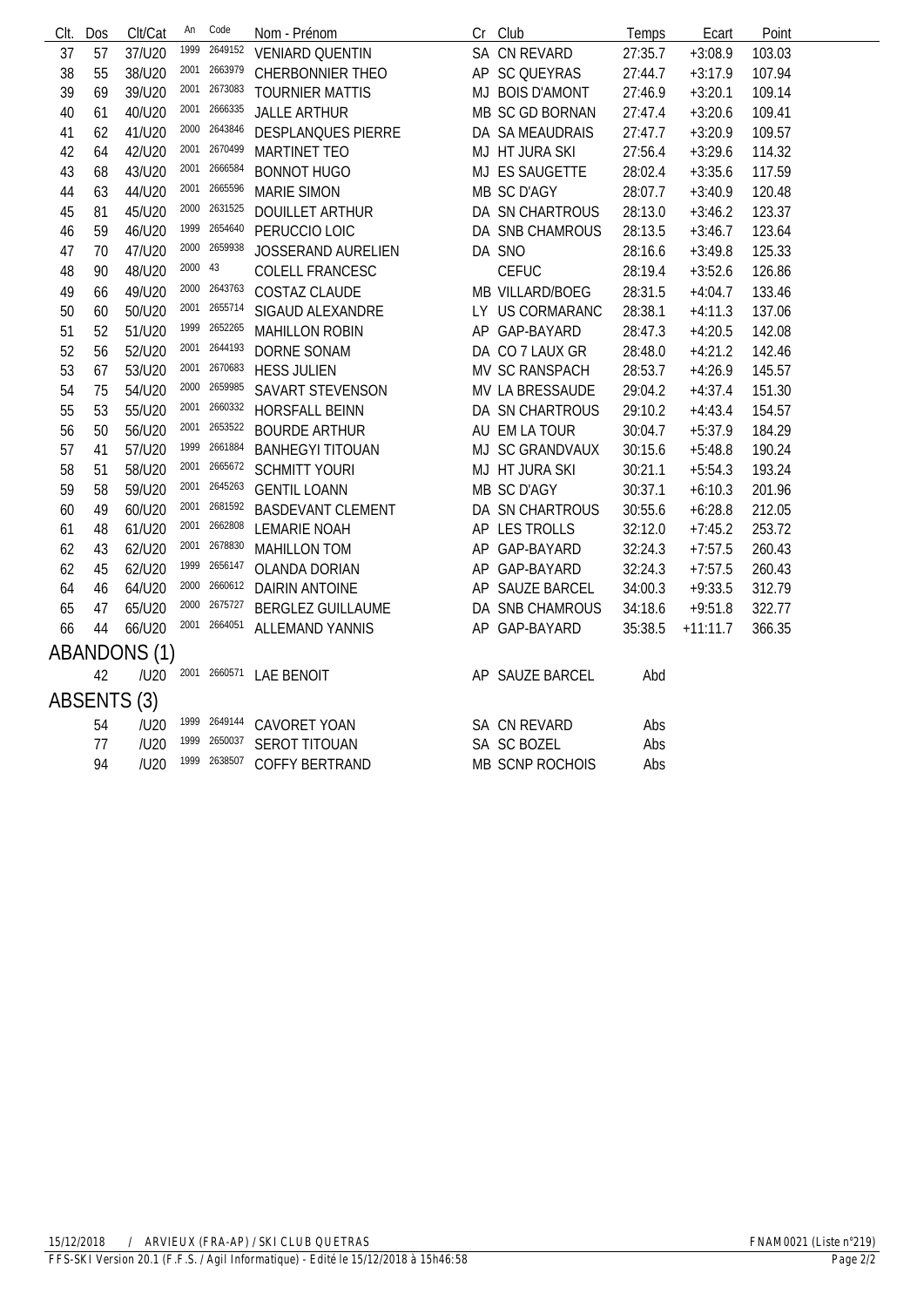| Clt. | Dos | Clt/Cat | An | Code | Nom - Prénom | Cr | Club | Temps | Ecart | Point |
|---|---|---|---|---|---|---|---|---|---|---|
| 37 | 57 | 37/U20 | 1999 | 2649152 | VENIARD QUENTIN | SA | CN REVARD | 27:35.7 | +3:08.9 | 103.03 |
| 38 | 55 | 38/U20 | 2001 | 2663979 | CHERBONNIER THEO | AP | SC QUEYRAS | 27:44.7 | +3:17.9 | 107.94 |
| 39 | 69 | 39/U20 | 2001 | 2673083 | TOURNIER MATTIS | MJ | BOIS D'AMONT | 27:46.9 | +3:20.1 | 109.14 |
| 40 | 61 | 40/U20 | 2001 | 2666335 | JALLE ARTHUR | MB | SC GD BORNAN | 27:47.4 | +3:20.6 | 109.41 |
| 41 | 62 | 41/U20 | 2000 | 2643846 | DESPLANQUES PIERRE | DA | SA MEAUDRAIS | 27:47.7 | +3:20.9 | 109.57 |
| 42 | 64 | 42/U20 | 2001 | 2670499 | MARTINET TEO | MJ | HT JURA SKI | 27:56.4 | +3:29.6 | 114.32 |
| 43 | 68 | 43/U20 | 2001 | 2666584 | BONNOT HUGO | MJ | ES SAUGETTE | 28:02.4 | +3:35.6 | 117.59 |
| 44 | 63 | 44/U20 | 2001 | 2665596 | MARIE SIMON | MB | SC D'AGY | 28:07.7 | +3:40.9 | 120.48 |
| 45 | 81 | 45/U20 | 2000 | 2631525 | DOUILLET ARTHUR | DA | SN CHARTROUS | 28:13.0 | +3:46.2 | 123.37 |
| 46 | 59 | 46/U20 | 1999 | 2654640 | PERUCCIO LOIC | DA | SNB CHAMROUS | 28:13.5 | +3:46.7 | 123.64 |
| 47 | 70 | 47/U20 | 2000 | 2659938 | JOSSERAND AURELIEN | DA | SNO | 28:16.6 | +3:49.8 | 125.33 |
| 48 | 90 | 48/U20 | 2000 | 43 | COLELL FRANCESC | | CEFUC | 28:19.4 | +3:52.6 | 126.86 |
| 49 | 66 | 49/U20 | 2000 | 2643763 | COSTAZ CLAUDE | MB | VILLARD/BOEG | 28:31.5 | +4:04.7 | 133.46 |
| 50 | 60 | 50/U20 | 2001 | 2655714 | SIGAUD ALEXANDRE | LY | US CORMARANC | 28:38.1 | +4:11.3 | 137.06 |
| 51 | 52 | 51/U20 | 1999 | 2652265 | MAHILLON ROBIN | AP | GAP-BAYARD | 28:47.3 | +4:20.5 | 142.08 |
| 52 | 56 | 52/U20 | 2001 | 2644193 | DORNE SONAM | DA | CO 7 LAUX GR | 28:48.0 | +4:21.2 | 142.46 |
| 53 | 67 | 53/U20 | 2001 | 2670683 | HESS JULIEN | MV | SC RANSPACH | 28:53.7 | +4:26.9 | 145.57 |
| 54 | 75 | 54/U20 | 2000 | 2659985 | SAVART STEVENSON | MV | LA BRESSAUDE | 29:04.2 | +4:37.4 | 151.30 |
| 55 | 53 | 55/U20 | 2001 | 2660332 | HORSFALL BEINN | DA | SN CHARTROUS | 29:10.2 | +4:43.4 | 154.57 |
| 56 | 50 | 56/U20 | 2001 | 2653522 | BOURDE ARTHUR | AU | EM LA TOUR | 30:04.7 | +5:37.9 | 184.29 |
| 57 | 41 | 57/U20 | 1999 | 2661884 | BANHEGYI TITOUAN | MJ | SC GRANDVAUX | 30:15.6 | +5:48.8 | 190.24 |
| 58 | 51 | 58/U20 | 2001 | 2665672 | SCHMITT YOURI | MJ | HT JURA SKI | 30:21.1 | +5:54.3 | 193.24 |
| 59 | 58 | 59/U20 | 2001 | 2645263 | GENTIL LOANN | MB | SC D'AGY | 30:37.1 | +6:10.3 | 201.96 |
| 60 | 49 | 60/U20 | 2001 | 2681592 | BASDEVANT CLEMENT | DA | SN CHARTROUS | 30:55.6 | +6:28.8 | 212.05 |
| 61 | 48 | 61/U20 | 2001 | 2662808 | LEMARIE NOAH | AP | LES TROLLS | 32:12.0 | +7:45.2 | 253.72 |
| 62 | 43 | 62/U20 | 2001 | 2678830 | MAHILLON TOM | AP | GAP-BAYARD | 32:24.3 | +7:57.5 | 260.43 |
| 62 | 45 | 62/U20 | 1999 | 2656147 | OLANDA DORIAN | AP | GAP-BAYARD | 32:24.3 | +7:57.5 | 260.43 |
| 64 | 46 | 64/U20 | 2000 | 2660612 | DAIRIN ANTOINE | AP | SAUZE BARCEL | 34:00.3 | +9:33.5 | 312.79 |
| 65 | 47 | 65/U20 | 2000 | 2675727 | BERGLEZ GUILLAUME | DA | SNB CHAMROUS | 34:18.6 | +9:51.8 | 322.77 |
| 66 | 44 | 66/U20 | 2001 | 2664051 | ALLEMAND YANNIS | AP | GAP-BAYARD | 35:38.5 | +11:11.7 | 366.35 |

## ABANDONS (1)

| Clt. | Dos | Clt/Cat | An | Code | Nom - Prénom | Cr | Club | Temps |
|---|---|---|---|---|---|---|---|---|
| | 42 | /U20 | 2001 | 2660571 | LAE BENOIT | AP | SAUZE BARCEL | Abd |

## ABSENTS (3)

| Clt. | Dos | Clt/Cat | An | Code | Nom - Prénom | Cr | Club | Temps |
|---|---|---|---|---|---|---|---|---|
| | 54 | /U20 | 1999 | 2649144 | CAVORET YOAN | SA | CN REVARD | Abs |
| | 77 | /U20 | 1999 | 2650037 | SEROT TITOUAN | SA | SC BOZEL | Abs |
| | 94 | /U20 | 1999 | 2638507 | COFFY BERTRAND | MB | SCNP ROCHOIS | Abs |

15/12/2018 / ARVIEUX (FRA-AP) / SKI CLUB QUETRAS FNAM0021 (Liste n°219)

FFS-SKI Version 20.1 (F.F.S. / Agil Informatique) - Edité le 15/12/2018 à 15h46:58